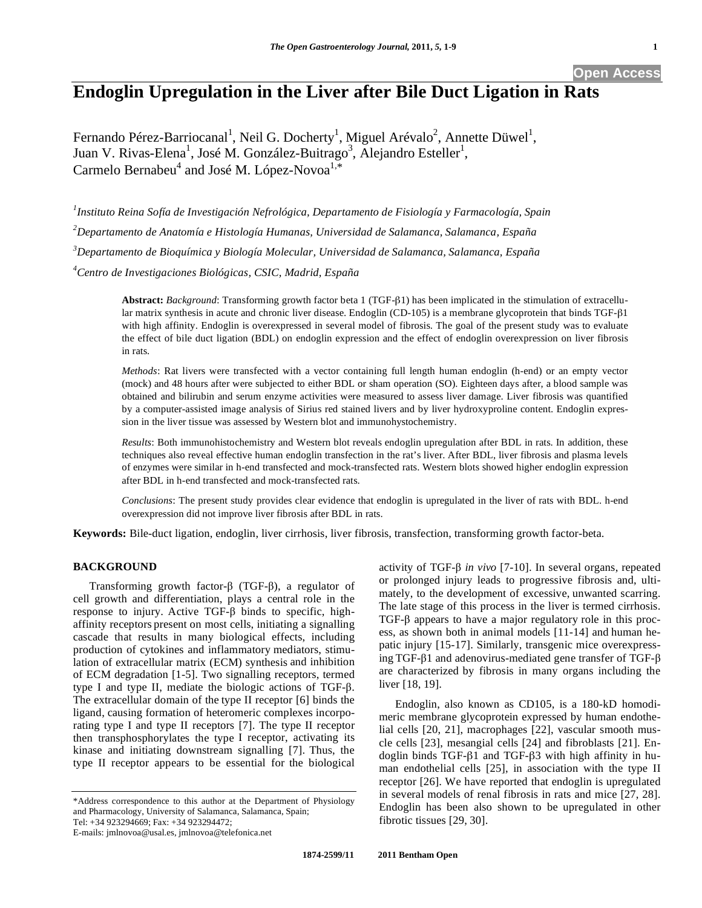# Endoglin Upregulation in the Liver after Bile Duct Ligation in Rats

Fernando Pérez-Barriocanal[1], Neil G. Docherty[1], Miguel Arévalo[2], Annette Düwel[1], Juan V. Rivas-Elena[1], José M. González-Buitrago[3], Alejandro Esteller[1], Carmelo Bernabeu[4] and José M. López-Novoa[1,*]

[1] *Instituto Reina Sofía de Investigación Nefrológica, Departamento de Fisiología y Farmacología, Spain*

[2] *Departamento de Anatomía e Histología Humanas, Universidad de Salamanca, Salamanca, España*

[3] *Departamento de Bioquímica y Biología Molecular, Universidad de Salamanca, Salamanca, España*

[4] *Centro de Investigaciones Biológicas, CSIC, Madrid, España*

**Abstract:** *Background*: Transforming growth factor beta 1 (TGF-β1) has been implicated in the stimulation of extracellular matrix synthesis in acute and chronic liver disease. Endoglin (CD-105) is a membrane glycoprotein that binds TGF-β1 with high affinity. Endoglin is overexpressed in several model of fibrosis. The goal of the present study was to evaluate the effect of bile duct ligation (BDL) on endoglin expression and the effect of endoglin overexpression on liver fibrosis in rats.

*Methods*: Rat livers were transfected with a vector containing full length human endoglin (h-end) or an empty vector (mock) and 48 hours after were subjected to either BDL or sham operation (SO). Eighteen days after, a blood sample was obtained and bilirubin and serum enzyme activities were measured to assess liver damage. Liver fibrosis was quantified by a computer-assisted image analysis of Sirius red stained livers and by liver hydroxyproline content. Endoglin expression in the liver tissue was assessed by Western blot and immunohystochemistry.

*Results*: Both immunohistochemistry and Western blot reveals endoglin upregulation after BDL in rats. In addition, these techniques also reveal effective human endoglin transfection in the rat's liver. After BDL, liver fibrosis and plasma levels of enzymes were similar in h-end transfected and mock-transfected rats. Western blots showed higher endoglin expression after BDL in h-end transfected and mock-transfected rats.

*Conclusions*: The present study provides clear evidence that endoglin is upregulated in the liver of rats with BDL. h-end overexpression did not improve liver fibrosis after BDL in rats.

**Keywords:** Bile-duct ligation, endoglin, liver cirrhosis, liver fibrosis, transfection, transforming growth factor-beta.

## BACKGROUND

Transforming growth factor-β (TGF-β), a regulator of cell growth and differentiation, plays a central role in the response to injury. Active TGF-β binds to specific, high-affinity receptors present on most cells, initiating a signalling cascade that results in many biological effects, including production of cytokines and inflammatory mediators, stimulation of extracellular matrix (ECM) synthesis and inhibition of ECM degradation [1-5]. Two signalling receptors, termed type I and type II, mediate the biologic actions of TGF-β. The extracellular domain of the type II receptor [6] binds the ligand, causing formation of heteromeric complexes incorporating type I and type II receptors [7]. The type II receptor then transphosphorylates the type I receptor, activating its kinase and initiating downstream signalling [7]. Thus, the type II receptor appears to be essential for the biological activity of TGF-β *in vivo* [7-10]. In several organs, repeated or prolonged injury leads to progressive fibrosis and, ultimately, to the development of excessive, unwanted scarring. The late stage of this process in the liver is termed cirrhosis. TGF-β appears to have a major regulatory role in this process, as shown both in animal models [11-14] and human hepatic injury [15-17]. Similarly, transgenic mice overexpressing TGF-β1 and adenovirus-mediated gene transfer of TGF-β are characterized by fibrosis in many organs including the liver [18, 19].

Endoglin, also known as CD105, is a 180-kD homodimeric membrane glycoprotein expressed by human endothelial cells [20, 21], macrophages [22], vascular smooth muscle cells [23], mesangial cells [24] and fibroblasts [21]. Endoglin binds TGF-β1 and TGF-β3 with high affinity in human endothelial cells [25], in association with the type II receptor [26]. We have reported that endoglin is upregulated in several models of renal fibrosis in rats and mice [27, 28]. Endoglin has been also shown to be upregulated in other fibrotic tissues [29, 30].

*Address correspondence to this author at the Department of Physiology and Pharmacology, University of Salamanca, Salamanca, Spain; Tel: +34 923294669; Fax: +34 923294472; E-mails: jmlnovoa@usal.es, jmlnovoa@telefonica.net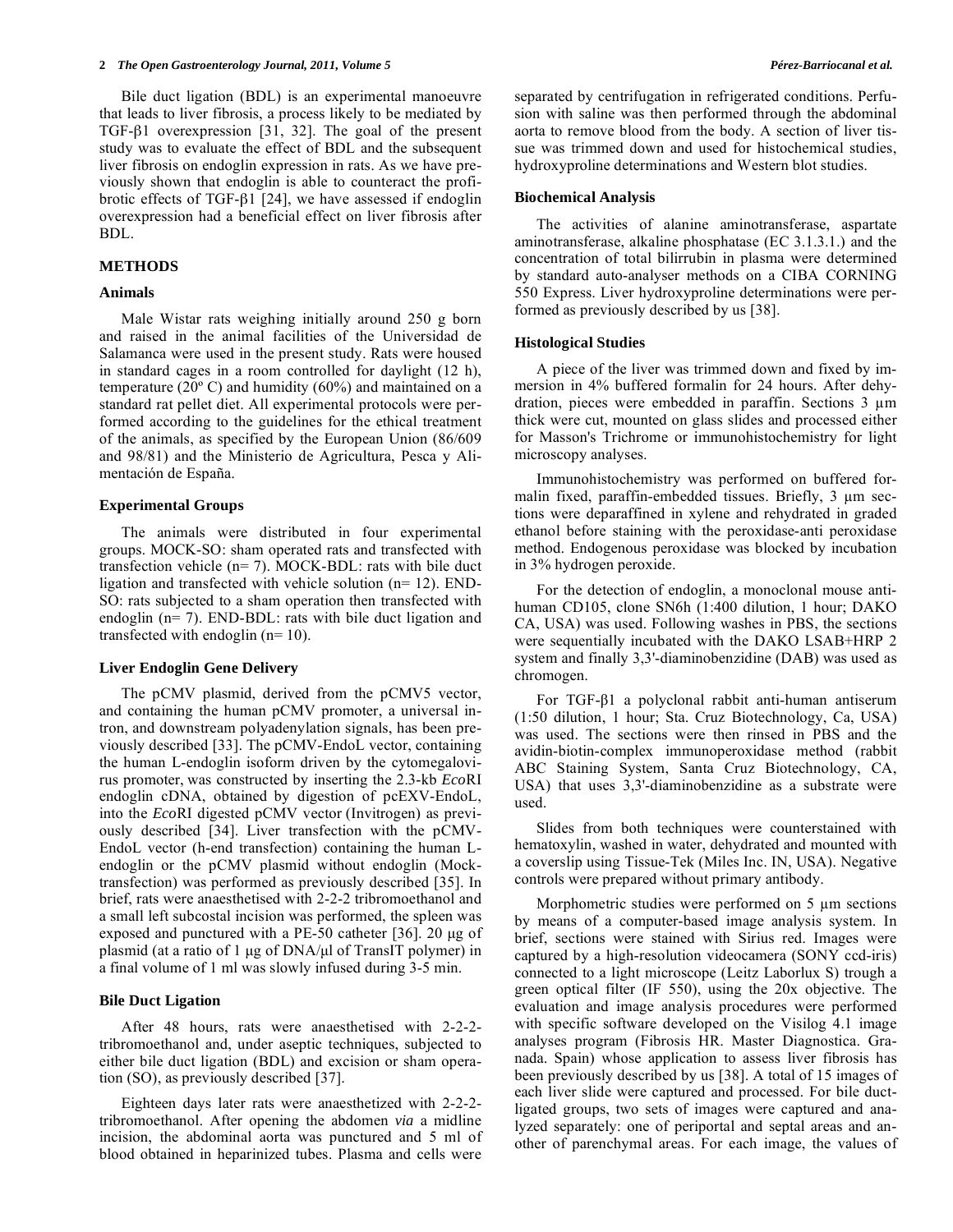Bile duct ligation (BDL) is an experimental manoeuvre that leads to liver fibrosis, a process likely to be mediated by TGF-β1 overexpression [31, 32]. The goal of the present study was to evaluate the effect of BDL and the subsequent liver fibrosis on endoglin expression in rats. As we have previously shown that endoglin is able to counteract the profibrotic effects of TGF-β1 [24], we have assessed if endoglin overexpression had a beneficial effect on liver fibrosis after BDL.

## METHODS

### Animals

Male Wistar rats weighing initially around 250 g born and raised in the animal facilities of the Universidad de Salamanca were used in the present study. Rats were housed in standard cages in a room controlled for daylight (12 h), temperature (20º C) and humidity (60%) and maintained on a standard rat pellet diet. All experimental protocols were performed according to the guidelines for the ethical treatment of the animals, as specified by the European Union (86/609 and 98/81) and the Ministerio de Agricultura, Pesca y Alimentación de España.

### Experimental Groups

The animals were distributed in four experimental groups. MOCK-SO: sham operated rats and transfected with transfection vehicle (n= 7). MOCK-BDL: rats with bile duct ligation and transfected with vehicle solution (n= 12). END-SO: rats subjected to a sham operation then transfected with endoglin (n= 7). END-BDL: rats with bile duct ligation and transfected with endoglin (n= 10).

### Liver Endoglin Gene Delivery

The pCMV plasmid, derived from the pCMV5 vector, and containing the human pCMV promoter, a universal intron, and downstream polyadenylation signals, has been previously described [33]. The pCMV-EndoL vector, containing the human L-endoglin isoform driven by the cytomegalovirus promoter, was constructed by inserting the 2.3-kb *Eco*RI endoglin cDNA, obtained by digestion of pcEXV-EndoL, into the *Eco*RI digested pCMV vector (Invitrogen) as previously described [34]. Liver transfection with the pCMV-EndoL vector (h-end transfection) containing the human L-endoglin or the pCMV plasmid without endoglin (Mock-transfection) was performed as previously described [35]. In brief, rats were anaesthetised with 2-2-2 tribromoethanol and a small left subcostal incision was performed, the spleen was exposed and punctured with a PE-50 catheter [36]. 20 µg of plasmid (at a ratio of 1 µg of DNA/µl of TransIT polymer) in a final volume of 1 ml was slowly infused during 3-5 min.

### Bile Duct Ligation

After 48 hours, rats were anaesthetised with 2-2-2-tribromoethanol and, under aseptic techniques, subjected to either bile duct ligation (BDL) and excision or sham operation (SO), as previously described [37].

Eighteen days later rats were anaesthetized with 2-2-2-tribromoethanol. After opening the abdomen *via* a midline incision, the abdominal aorta was punctured and 5 ml of blood obtained in heparinized tubes. Plasma and cells were separated by centrifugation in refrigerated conditions. Perfusion with saline was then performed through the abdominal aorta to remove blood from the body. A section of liver tissue was trimmed down and used for histochemical studies, hydroxyproline determinations and Western blot studies.

### Biochemical Analysis

The activities of alanine aminotransferase, aspartate aminotransferase, alkaline phosphatase (EC 3.1.3.1.) and the concentration of total bilirrubin in plasma were determined by standard auto-analyser methods on a CIBA CORNING 550 Express. Liver hydroxyproline determinations were performed as previously described by us [38].

### Histological Studies

A piece of the liver was trimmed down and fixed by immersion in 4% buffered formalin for 24 hours. After dehydration, pieces were embedded in paraffin. Sections 3 µm thick were cut, mounted on glass slides and processed either for Masson's Trichrome or immunohistochemistry for light microscopy analyses.

Immunohistochemistry was performed on buffered formalin fixed, paraffin-embedded tissues. Briefly, 3 µm sections were deparaffined in xylene and rehydrated in graded ethanol before staining with the peroxidase-anti peroxidase method. Endogenous peroxidase was blocked by incubation in 3% hydrogen peroxide.

For the detection of endoglin, a monoclonal mouse anti-human CD105, clone SN6h (1:400 dilution, 1 hour; DAKO CA, USA) was used. Following washes in PBS, the sections were sequentially incubated with the DAKO LSAB+HRP 2 system and finally 3,3'-diaminobenzidine (DAB) was used as chromogen.

For TGF-β1 a polyclonal rabbit anti-human antiserum (1:50 dilution, 1 hour; Sta. Cruz Biotechnology, Ca, USA) was used. The sections were then rinsed in PBS and the avidin-biotin-complex immunoperoxidase method (rabbit ABC Staining System, Santa Cruz Biotechnology, CA, USA) that uses 3,3'-diaminobenzidine as a substrate were used.

Slides from both techniques were counterstained with hematoxylin, washed in water, dehydrated and mounted with a coverslip using Tissue-Tek (Miles Inc. IN, USA). Negative controls were prepared without primary antibody.

Morphometric studies were performed on 5 µm sections by means of a computer-based image analysis system. In brief, sections were stained with Sirius red. Images were captured by a high-resolution videocamera (SONY ccd-iris) connected to a light microscope (Leitz Laborlux S) trough a green optical filter (IF 550), using the 20x objective. The evaluation and image analysis procedures were performed with specific software developed on the Visilog 4.1 image analyses program (Fibrosis HR. Master Diagnostica. Granada. Spain) whose application to assess liver fibrosis has been previously described by us [38]. A total of 15 images of each liver slide were captured and processed. For bile duct-ligated groups, two sets of images were captured and analyzed separately: one of periportal and septal areas and another of parenchymal areas. For each image, the values of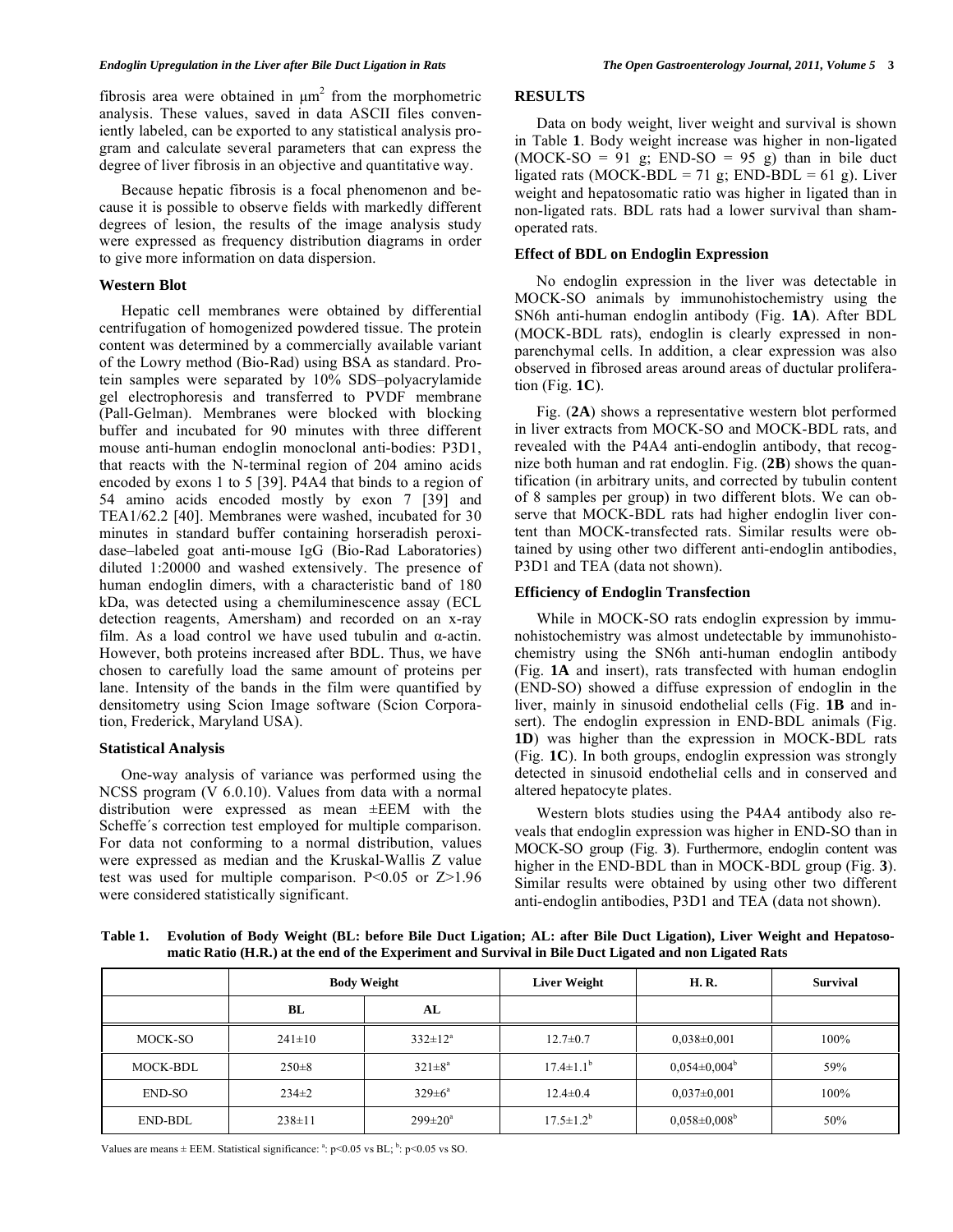fibrosis area were obtained in $\mu m^2$ from the morphometric analysis. These values, saved in data ASCII files conveniently labeled, can be exported to any statistical analysis program and calculate several parameters that can express the degree of liver fibrosis in an objective and quantitative way.

Because hepatic fibrosis is a focal phenomenon and because it is possible to observe fields with markedly different degrees of lesion, the results of the image analysis study were expressed as frequency distribution diagrams in order to give more information on data dispersion.

### Western Blot

Hepatic cell membranes were obtained by differential centrifugation of homogenized powdered tissue. The protein content was determined by a commercially available variant of the Lowry method (Bio-Rad) using BSA as standard. Protein samples were separated by 10% SDS–polyacrylamide gel electrophoresis and transferred to PVDF membrane (Pall-Gelman). Membranes were blocked with blocking buffer and incubated for 90 minutes with three different mouse anti-human endoglin monoclonal anti-bodies: P3D1, that reacts with the N-terminal region of 204 amino acids encoded by exons 1 to 5 [39]. P4A4 that binds to a region of 54 amino acids encoded mostly by exon 7 [39] and TEA1/62.2 [40]. Membranes were washed, incubated for 30 minutes in standard buffer containing horseradish peroxidase–labeled goat anti-mouse IgG (Bio-Rad Laboratories) diluted 1:20000 and washed extensively. The presence of human endoglin dimers, with a characteristic band of 180 kDa, was detected using a chemiluminescence assay (ECL detection reagents, Amersham) and recorded on an x-ray film. As a load control we have used tubulin and α-actin. However, both proteins increased after BDL. Thus, we have chosen to carefully load the same amount of proteins per lane. Intensity of the bands in the film were quantified by densitometry using Scion Image software (Scion Corporation, Frederick, Maryland USA).

### Statistical Analysis

One-way analysis of variance was performed using the NCSS program (V 6.0.10). Values from data with a normal distribution were expressed as mean ±EEM with the Scheffe´s correction test employed for multiple comparison. For data not conforming to a normal distribution, values were expressed as median and the Kruskal-Wallis Z value test was used for multiple comparison. $P<0.05$ or $Z>1.96$ were considered statistically significant.

## RESULTS

Data on body weight, liver weight and survival is shown in Table **1**. Body weight increase was higher in non-ligated (MOCK-SO = 91 g; END-SO = 95 g) than in bile duct ligated rats (MOCK-BDL = 71 g; END-BDL = 61 g). Liver weight and hepatosomatic ratio was higher in ligated than in non-ligated rats. BDL rats had a lower survival than sham-operated rats.

### Effect of BDL on Endoglin Expression

No endoglin expression in the liver was detectable in MOCK-SO animals by immunohistochemistry using the SN6h anti-human endoglin antibody (Fig. **1A**). After BDL (MOCK-BDL rats), endoglin is clearly expressed in non-parenchymal cells. In addition, a clear expression was also observed in fibrosed areas around areas of ductular proliferation (Fig. **1C**).

Fig. (**2A**) shows a representative western blot performed in liver extracts from MOCK-SO and MOCK-BDL rats, and revealed with the P4A4 anti-endoglin antibody, that recognize both human and rat endoglin. Fig. (**2B**) shows the quantification (in arbitrary units, and corrected by tubulin content of 8 samples per group) in two different blots. We can observe that MOCK-BDL rats had higher endoglin liver content than MOCK-transfected rats. Similar results were obtained by using other two different anti-endoglin antibodies, P3D1 and TEA (data not shown).

### Efficiency of Endoglin Transfection

While in MOCK-SO rats endoglin expression by immunohistochemistry was almost undetectable by immunohistochemistry using the SN6h anti-human endoglin antibody (Fig. **1A** and insert), rats transfected with human endoglin (END-SO) showed a diffuse expression of endoglin in the liver, mainly in sinusoid endothelial cells (Fig. **1B** and insert). The endoglin expression in END-BDL animals (Fig. **1D**) was higher than the expression in MOCK-BDL rats (Fig. **1C**). In both groups, endoglin expression was strongly detected in sinusoid endothelial cells and in conserved and altered hepatocyte plates.

Western blots studies using the P4A4 antibody also reveals that endoglin expression was higher in END-SO than in MOCK-SO group (Fig. **3**). Furthermore, endoglin content was higher in the END-BDL than in MOCK-BDL group (Fig. **3**). Similar results were obtained by using other two different anti-endoglin antibodies, P3D1 and TEA (data not shown).

**Table 1. Evolution of Body Weight (BL: before Bile Duct Ligation; AL: after Bile Duct Ligation), Liver Weight and Hepatosomatic Ratio (H.R.) at the end of the Experiment and Survival in Bile Duct Ligated and non Ligated Rats**

| | Body Weight | | Liver Weight | H. R. | Survival |
|---|---|---|---|---|---|
| | BL | AL | | | |
| MOCK-SO | 241±10 | 332±12[a] | 12.7±0.7 | 0,038±0,001 | 100% |
| MOCK-BDL | 250±8 | 321±8[a] | 17.4±1.1[b] | 0,054±0,004[b] | 59% |
| END-SO | 234±2 | 329±6[a] | 12.4±0.4 | 0,037±0,001 | 100% |
| END-BDL | 238±11 | 299±20[a] | 17.5±1.2[b] | 0,058±0,008[b] | 50% |

Values are means ± EEM. Statistical significance: [a]: $p<0.05$ vs BL; [b]: $p<0.05$ vs SO.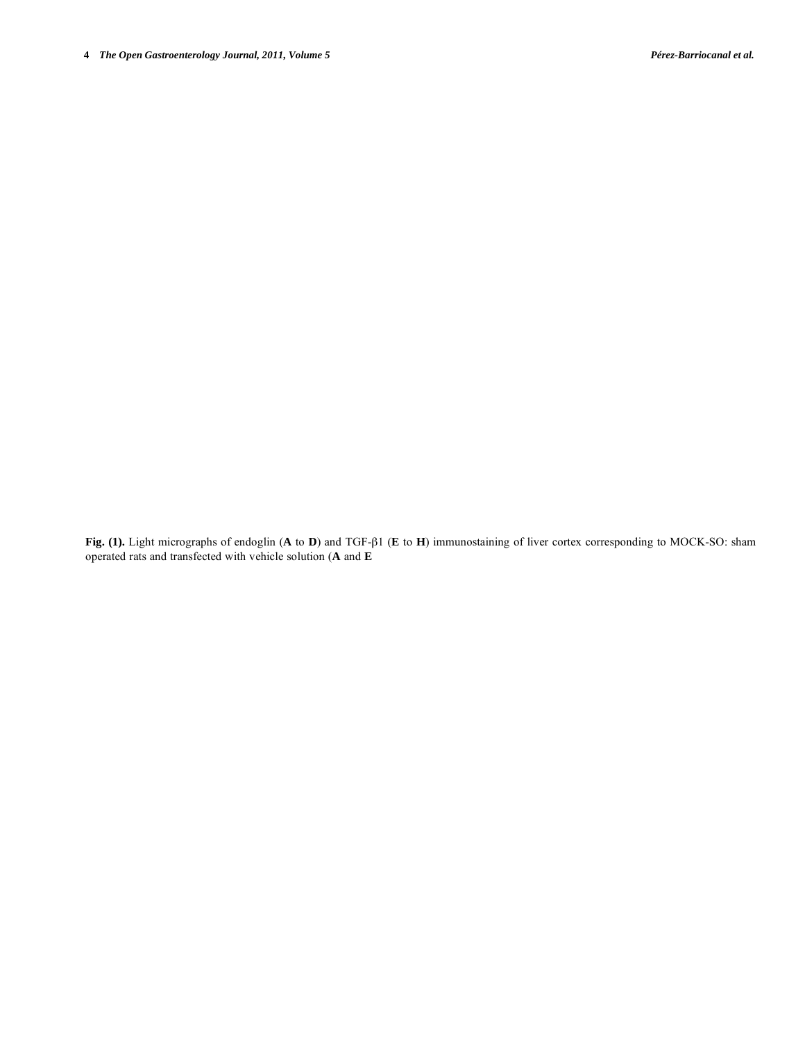**Fig. (1).** Light micrographs of endoglin (**A** to **D**) and TGF-β1 (**E** to **H**) immunostaining of liver cortex corresponding to MOCK-SO: sham operated rats and transfected with vehicle solution (**A** and **E**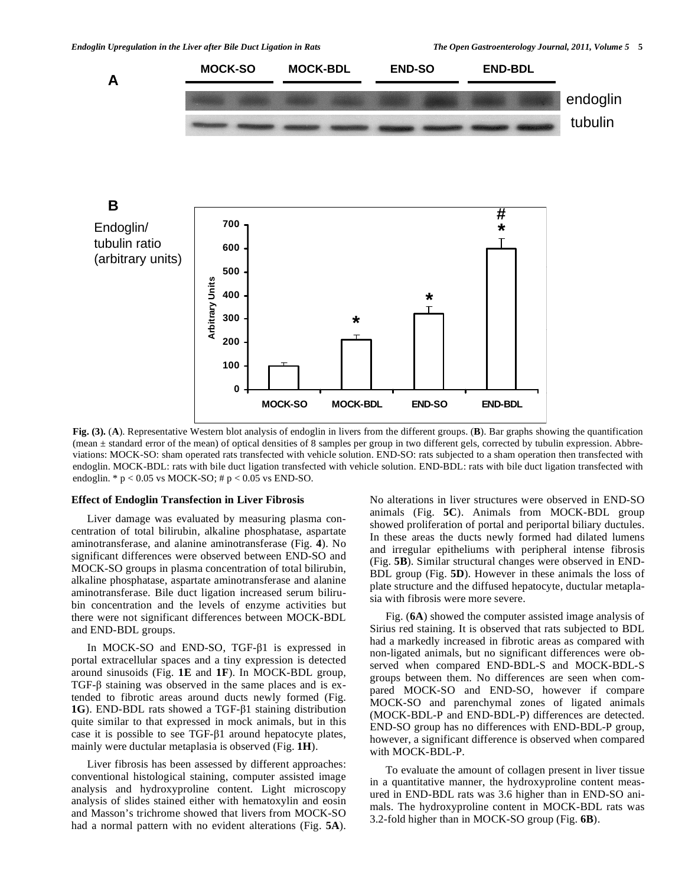**Fig. (3).** (**A**). Representative Western blot analysis of endoglin in livers from the different groups. (**B**). Bar graphs showing the quantification (mean ± standard error of the mean) of optical densities of 8 samples per group in two different gels, corrected by tubulin expression. Abbreviations: MOCK-SO: sham operated rats transfected with vehicle solution. END-SO: rats subjected to a sham operation then transfected with endoglin. MOCK-BDL: rats with bile duct ligation transfected with vehicle solution. END-BDL: rats with bile duct ligation transfected with endoglin. * $p < 0.05$ vs MOCK-SO; # $p < 0.05$ vs END-SO.

### Effect of Endoglin Transfection in Liver Fibrosis

Liver damage was evaluated by measuring plasma concentration of total bilirubin, alkaline phosphatase, aspartate aminotransferase, and alanine aminotransferase (Fig. **4**). No significant differences were observed between END-SO and MOCK-SO groups in plasma concentration of total bilirubin, alkaline phosphatase, aspartate aminotransferase and alanine aminotransferase. Bile duct ligation increased serum bilirubin concentration and the levels of enzyme activities but there were not significant differences between MOCK-BDL and END-BDL groups.

In MOCK-SO and END-SO, TGF-β1 is expressed in portal extracellular spaces and a tiny expression is detected around sinusoids (Fig. **1E** and **1F**). In MOCK-BDL group, TGF-β staining was observed in the same places and is extended to fibrotic areas around ducts newly formed (Fig. **1G**). END-BDL rats showed a TGF-β1 staining distribution quite similar to that expressed in mock animals, but in this case it is possible to see TGF-β1 around hepatocyte plates, mainly were ductular metaplasia is observed (Fig. **1H**).

Liver fibrosis has been assessed by different approaches: conventional histological staining, computer assisted image analysis and hydroxyproline content. Light microscopy analysis of slides stained either with hematoxylin and eosin and Masson's trichrome showed that livers from MOCK-SO had a normal pattern with no evident alterations (Fig. **5A**). No alterations in liver structures were observed in END-SO animals (Fig. **5C**). Animals from MOCK-BDL group showed proliferation of portal and periportal biliary ductules. In these areas the ducts newly formed had dilated lumens and irregular epitheliums with peripheral intense fibrosis (Fig. **5B**). Similar structural changes were observed in END-BDL group (Fig. **5D**). However in these animals the loss of plate structure and the diffused hepatocyte, ductular metaplasia with fibrosis were more severe.

Fig. (**6A**) showed the computer assisted image analysis of Sirius red staining. It is observed that rats subjected to BDL had a markedly increased in fibrotic areas as compared with non-ligated animals, but no significant differences were observed when compared END-BDL-S and MOCK-BDL-S groups between them. No differences are seen when compared MOCK-SO and END-SO, however if compare MOCK-SO and parenchymal zones of ligated animals (MOCK-BDL-P and END-BDL-P) differences are detected. END-SO group has no differences with END-BDL-P group, however, a significant difference is observed when compared with MOCK-BDL-P.

To evaluate the amount of collagen present in liver tissue in a quantitative manner, the hydroxyproline content measured in END-BDL rats was 3.6 higher than in END-SO animals. The hydroxyproline content in MOCK-BDL rats was 3.2-fold higher than in MOCK-SO group (Fig. **6B**).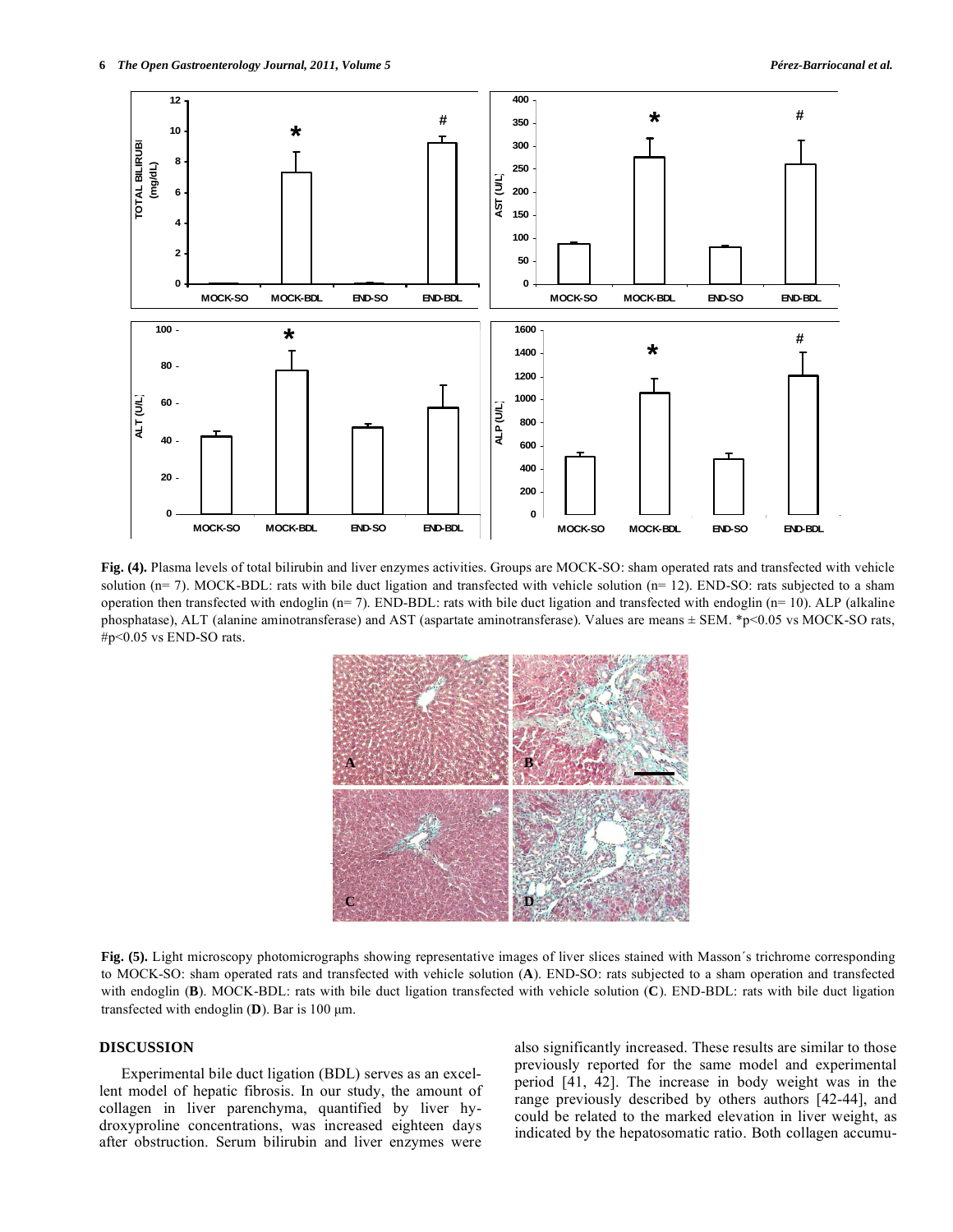**Fig. (4).** Plasma levels of total bilirubin and liver enzymes activities. Groups are MOCK-SO: sham operated rats and transfected with vehicle solution (n= 7). MOCK-BDL: rats with bile duct ligation and transfected with vehicle solution (n= 12). END-SO: rats subjected to a sham operation then transfected with endoglin (n= 7). END-BDL: rats with bile duct ligation and transfected with endoglin (n= 10). ALP (alkaline phosphatase), ALT (alanine aminotransferase) and AST (aspartate aminotransferase). Values are means ± SEM. *p<0.05 vs MOCK-SO rats, #p<0.05 vs END-SO rats.

**Fig. (5).** Light microscopy photomicrographs showing representative images of liver slices stained with Masson´s trichrome corresponding to MOCK-SO: sham operated rats and transfected with vehicle solution (**A**). END-SO: rats subjected to a sham operation and transfected with endoglin (**B**). MOCK-BDL: rats with bile duct ligation transfected with vehicle solution (**C**). END-BDL: rats with bile duct ligation transfected with endoglin (**D**). Bar is 100 µm.

## DISCUSSION

Experimental bile duct ligation (BDL) serves as an excellent model of hepatic fibrosis. In our study, the amount of collagen in liver parenchyma, quantified by liver hydroxyproline concentrations, was increased eighteen days after obstruction. Serum bilirubin and liver enzymes were also significantly increased. These results are similar to those previously reported for the same model and experimental period [41, 42]. The increase in body weight was in the range previously described by others authors [42-44], and could be related to the marked elevation in liver weight, as indicated by the hepatosomatic ratio. Both collagen accumu-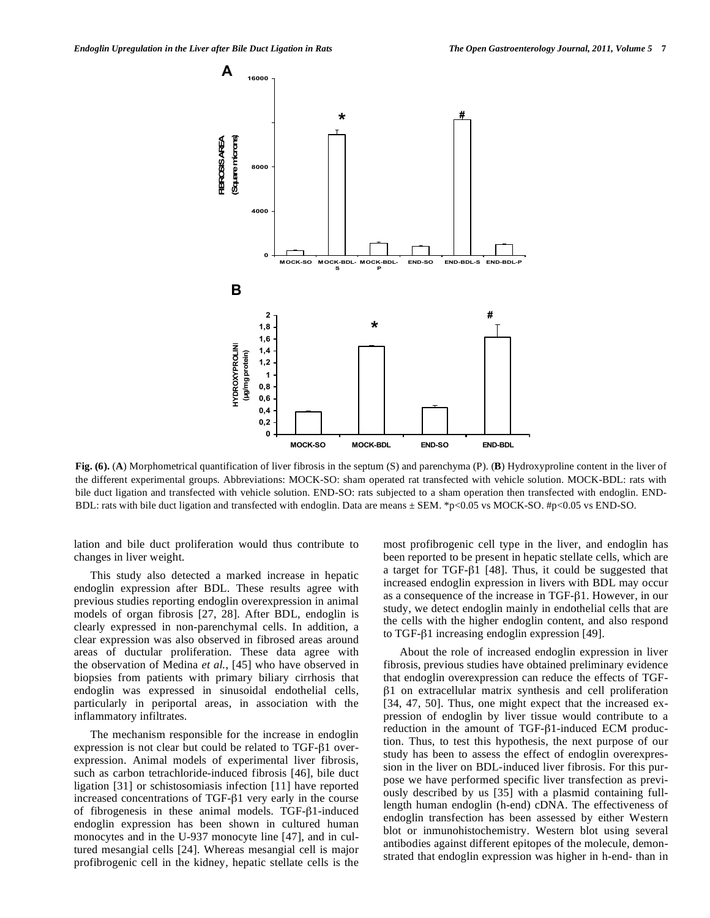**Fig. (6).** (**A**) Morphometrical quantification of liver fibrosis in the septum (S) and parenchyma (P). (**B**) Hydroxyproline content in the liver of the different experimental groups. Abbreviations: MOCK-SO: sham operated rat transfected with vehicle solution. MOCK-BDL: rats with bile duct ligation and transfected with vehicle solution. END-SO: rats subjected to a sham operation then transfected with endoglin. END-BDL: rats with bile duct ligation and transfected with endoglin. Data are means ± SEM. *p<0.05 vs MOCK-SO. #p<0.05 vs END-SO.

lation and bile duct proliferation would thus contribute to changes in liver weight.

This study also detected a marked increase in hepatic endoglin expression after BDL. These results agree with previous studies reporting endoglin overexpression in animal models of organ fibrosis [27, 28]. After BDL, endoglin is clearly expressed in non-parenchymal cells. In addition, a clear expression was also observed in fibrosed areas around areas of ductular proliferation. These data agree with the observation of Medina *et al.*, [45] who have observed in biopsies from patients with primary biliary cirrhosis that endoglin was expressed in sinusoidal endothelial cells, particularly in periportal areas, in association with the inflammatory infiltrates.

The mechanism responsible for the increase in endoglin expression is not clear but could be related to TGF-β1 overexpression. Animal models of experimental liver fibrosis, such as carbon tetrachloride-induced fibrosis [46], bile duct ligation [31] or schistosomiasis infection [11] have reported increased concentrations of TGF-β1 very early in the course of fibrogenesis in these animal models. TGF-β1-induced endoglin expression has been shown in cultured human monocytes and in the U-937 monocyte line [47], and in cultured mesangial cells [24]. Whereas mesangial cell is major profibrogenic cell in the kidney, hepatic stellate cells is the most profibrogenic cell type in the liver, and endoglin has been reported to be present in hepatic stellate cells, which are a target for TGF-β1 [48]. Thus, it could be suggested that increased endoglin expression in livers with BDL may occur as a consequence of the increase in TGF-β1. However, in our study, we detect endoglin mainly in endothelial cells that are the cells with the higher endoglin content, and also respond to TGF-β1 increasing endoglin expression [49].

About the role of increased endoglin expression in liver fibrosis, previous studies have obtained preliminary evidence that endoglin overexpression can reduce the effects of TGF-β1 on extracellular matrix synthesis and cell proliferation [34, 47, 50]. Thus, one might expect that the increased expression of endoglin by liver tissue would contribute to a reduction in the amount of TGF-β1-induced ECM production. Thus, to test this hypothesis, the next purpose of our study has been to assess the effect of endoglin overexpression in the liver on BDL-induced liver fibrosis. For this purpose we have performed specific liver transfection as previously described by us [35] with a plasmid containing full-length human endoglin (h-end) cDNA. The effectiveness of endoglin transfection has been assessed by either Western blot or inmunohistochemistry. Western blot using several antibodies against different epitopes of the molecule, demonstrated that endoglin expression was higher in h-end- than in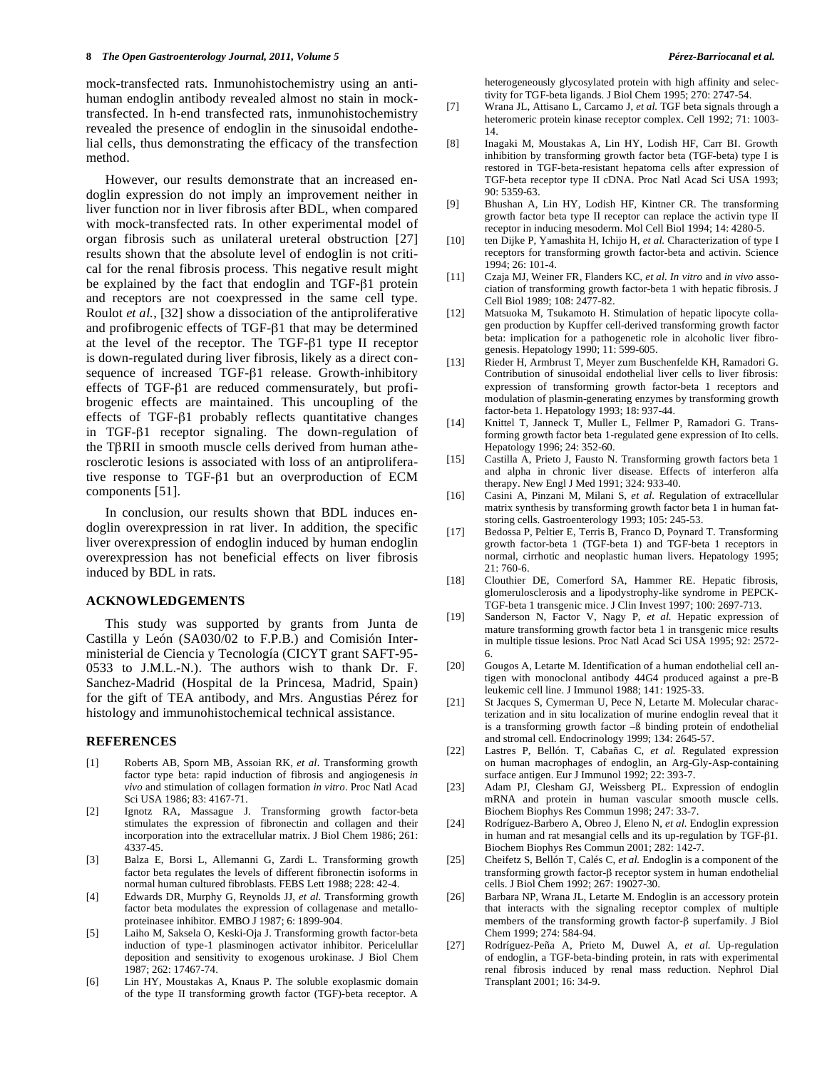mock-transfected rats. Inmunohistochemistry using an anti-human endoglin antibody revealed almost no stain in mock-transfected. In h-end transfected rats, inmunohistochemistry revealed the presence of endoglin in the sinusoidal endothelial cells, thus demonstrating the efficacy of the transfection method.

However, our results demonstrate that an increased endoglin expression do not imply an improvement neither in liver function nor in liver fibrosis after BDL, when compared with mock-transfected rats. In other experimental model of organ fibrosis such as unilateral ureteral obstruction [27] results shown that the absolute level of endoglin is not critical for the renal fibrosis process. This negative result might be explained by the fact that endoglin and TGF-β1 protein and receptors are not coexpressed in the same cell type. Roulot *et al.*, [32] show a dissociation of the antiproliferative and profibrogenic effects of TGF-β1 that may be determined at the level of the receptor. The TGF-β1 type II receptor is down-regulated during liver fibrosis, likely as a direct consequence of increased TGF-β1 release. Growth-inhibitory effects of TGF-β1 are reduced commensurately, but profibrogenic effects are maintained. This uncoupling of the effects of TGF-β1 probably reflects quantitative changes in TGF-β1 receptor signaling. The down-regulation of the TβRII in smooth muscle cells derived from human atherosclerotic lesions is associated with loss of an antiproliferative response to TGF-β1 but an overproduction of ECM components [51].

In conclusion, our results shown that BDL induces endoglin overexpression in rat liver. In addition, the specific liver overexpression of endoglin induced by human endoglin overexpression has not beneficial effects on liver fibrosis induced by BDL in rats.

## ACKNOWLEDGEMENTS

This study was supported by grants from Junta de Castilla y León (SA030/02 to F.P.B.) and Comisión Interministerial de Ciencia y Tecnología (CICYT grant SAFT-95-0533 to J.M.L.-N.). The authors wish to thank Dr. F. Sanchez-Madrid (Hospital de la Princesa, Madrid, Spain) for the gift of TEA antibody, and Mrs. Angustias Pérez for histology and immunohistochemical technical assistance.

## REFERENCES

[1] Roberts AB, Sporn MB, Assoian RK, *et al*. Transforming growth factor type beta: rapid induction of fibrosis and angiogenesis *in vivo* and stimulation of collagen formation *in vitro*. Proc Natl Acad Sci USA 1986; 83: 4167-71.

[2] Ignotz RA, Massague J. Transforming growth factor-beta stimulates the expression of fibronectin and collagen and their incorporation into the extracellular matrix. J Biol Chem 1986; 261: 4337-45.

[3] Balza E, Borsi L, Allemanni G, Zardi L. Transforming growth factor beta regulates the levels of different fibronectin isoforms in normal human cultured fibroblasts. FEBS Lett 1988; 228: 42-4.

[4] Edwards DR, Murphy G, Reynolds JJ, *et al.* Transforming growth factor beta modulates the expression of collagenase and metalloproteinasee inhibitor. EMBO J 1987; 6: 1899-904.

[5] Laiho M, Saksela O, Keski-Oja J. Transforming growth factor-beta induction of type-1 plasminogen activator inhibitor. Pericelullar deposition and sensitivity to exogenous urokinase. J Biol Chem 1987; 262: 17467-74.

[6] Lin HY, Moustakas A, Knaus P. The soluble exoplasmic domain of the type II transforming growth factor (TGF)-beta receptor. A heterogeneously glycosylated protein with high affinity and selectivity for TGF-beta ligands. J Biol Chem 1995; 270: 2747-54.

[7] Wrana JL, Attisano L, Carcamo J, *et al.* TGF beta signals through a heteromeric protein kinase receptor complex. Cell 1992; 71: 1003-14.

[8] Inagaki M, Moustakas A, Lin HY, Lodish HF, Carr BI. Growth inhibition by transforming growth factor beta (TGF-beta) type I is restored in TGF-beta-resistant hepatoma cells after expression of TGF-beta receptor type II cDNA. Proc Natl Acad Sci USA 1993; 90: 5359-63.

[9] Bhushan A, Lin HY, Lodish HF, Kintner CR. The transforming growth factor beta type II receptor can replace the activin type II receptor in inducing mesoderm. Mol Cell Biol 1994; 14: 4280-5.

[10] ten Dijke P, Yamashita H, Ichijo H, *et al.* Characterization of type I receptors for transforming growth factor-beta and activin. Science 1994; 26: 101-4.

[11] Czaja MJ, Weiner FR, Flanders KC, *et al. In vitro* and *in vivo* association of transforming growth factor-beta 1 with hepatic fibrosis. J Cell Biol 1989; 108: 2477-82.

[12] Matsuoka M, Tsukamoto H. Stimulation of hepatic lipocyte collagen production by Kupffer cell-derived transforming growth factor beta: implication for a pathogenetic role in alcoholic liver fibrogenesis. Hepatology 1990; 11: 599-605.

[13] Rieder H, Armbrust T, Meyer zum Buschenfelde KH, Ramadori G. Contribution of sinusoidal endothelial liver cells to liver fibrosis: expression of transforming growth factor-beta 1 receptors and modulation of plasmin-generating enzymes by transforming growth factor-beta 1. Hepatology 1993; 18: 937-44.

[14] Knittel T, Janneck T, Muller L, Fellmer P, Ramadori G. Transforming growth factor beta 1-regulated gene expression of Ito cells. Hepatology 1996; 24: 352-60.

[15] Castilla A, Prieto J, Fausto N. Transforming growth factors beta 1 and alpha in chronic liver disease. Effects of interferon alfa therapy. New Engl J Med 1991; 324: 933-40.

[16] Casini A, Pinzani M, Milani S, *et al.* Regulation of extracellular matrix synthesis by transforming growth factor beta 1 in human fat-storing cells. Gastroenterology 1993; 105: 245-53.

[17] Bedossa P, Peltier E, Terris B, Franco D, Poynard T. Transforming growth factor-beta 1 (TGF-beta 1) and TGF-beta 1 receptors in normal, cirrhotic and neoplastic human livers. Hepatology 1995; 21: 760-6.

[18] Clouthier DE, Comerford SA, Hammer RE. Hepatic fibrosis, glomerulosclerosis and a lipodystrophy-like syndrome in PEPCK-TGF-beta 1 transgenic mice. J Clin Invest 1997; 100: 2697-713.

[19] Sanderson N, Factor V, Nagy P, *et al.* Hepatic expression of mature transforming growth factor beta 1 in transgenic mice results in multiple tissue lesions. Proc Natl Acad Sci USA 1995; 92: 2572-6.

[20] Gougos A, Letarte M. Identification of a human endothelial cell antigen with monoclonal antibody 44G4 produced against a pre-B leukemic cell line. J Immunol 1988; 141: 1925-33.

[21] St Jacques S, Cymerman U, Pece N, Letarte M. Molecular characterization and in situ localization of murine endoglin reveal that it is a transforming growth factor –ß binding protein of endothelial and stromal cell. Endocrinology 1999; 134: 2645-57.

[22] Lastres P, Bellón. T, Cabañas C, *et al.* Regulated expression on human macrophages of endoglin, an Arg-Gly-Asp-containing surface antigen. Eur J Immunol 1992; 22: 393-7.

[23] Adam PJ, Clesham GJ, Weissberg PL. Expression of endoglin mRNA and protein in human vascular smooth muscle cells. Biochem Biophys Res Commun 1998; 247: 33-7.

[24] Rodríguez-Barbero A, Obreo J, Eleno N, *et al.* Endoglin expression in human and rat mesangial cells and its up-regulation by TGF-β1. Biochem Biophys Res Commun 2001; 282: 142-7.

[25] Cheifetz S, Bellón T, Calés C, *et al.* Endoglin is a component of the transforming growth factor-β receptor system in human endothelial cells. J Biol Chem 1992; 267: 19027-30.

[26] Barbara NP, Wrana JL, Letarte M. Endoglin is an accessory protein that interacts with the signaling receptor complex of multiple members of the transforming growth factor-β superfamily. J Biol Chem 1999; 274: 584-94.

[27] Rodríguez-Peña A, Prieto M, Duwel A, *et al.* Up-regulation of endoglin, a TGF-beta-binding protein, in rats with experimental renal fibrosis induced by renal mass reduction. Nephrol Dial Transplant 2001; 16: 34-9.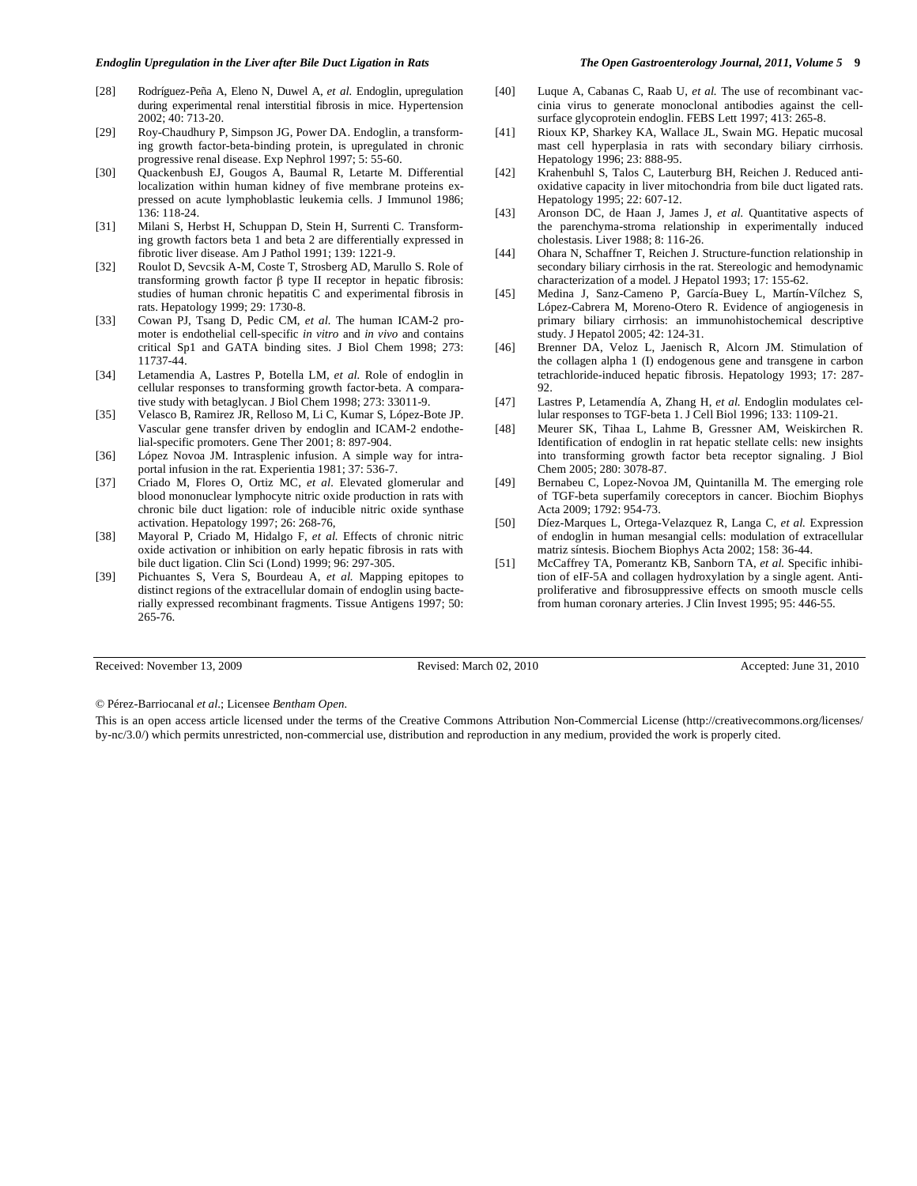[28] Rodríguez-Peña A, Eleno N, Duwel A, *et al.* Endoglin, upregulation during experimental renal interstitial fibrosis in mice. Hypertension 2002; 40: 713-20.

[29] Roy-Chaudhury P, Simpson JG, Power DA. Endoglin, a transforming growth factor-beta-binding protein, is upregulated in chronic progressive renal disease. Exp Nephrol 1997; 5: 55-60.

[30] Quackenbush EJ, Gougos A, Baumal R, Letarte M. Differential localization within human kidney of five membrane proteins expressed on acute lymphoblastic leukemia cells. J Immunol 1986; 136: 118-24.

[31] Milani S, Herbst H, Schuppan D, Stein H, Surrenti C. Transforming growth factors beta 1 and beta 2 are differentially expressed in fibrotic liver disease. Am J Pathol 1991; 139: 1221-9.

[32] Roulot D, Sevcsik A-M, Coste T, Strosberg AD, Marullo S. Role of transforming growth factor β type II receptor in hepatic fibrosis: studies of human chronic hepatitis C and experimental fibrosis in rats. Hepatology 1999; 29: 1730-8.

[33] Cowan PJ, Tsang D, Pedic CM, *et al.* The human ICAM-2 promoter is endothelial cell-specific *in vitro* and *in vivo* and contains critical Sp1 and GATA binding sites. J Biol Chem 1998; 273: 11737-44.

[34] Letamendia A, Lastres P, Botella LM, *et al.* Role of endoglin in cellular responses to transforming growth factor-beta. A comparative study with betaglycan. J Biol Chem 1998; 273: 33011-9.

[35] Velasco B, Ramirez JR, Relloso M, Li C, Kumar S, López-Bote JP. Vascular gene transfer driven by endoglin and ICAM-2 endothelial-specific promoters. Gene Ther 2001; 8: 897-904.

[36] López Novoa JM. Intrasplenic infusion. A simple way for intraportal infusion in the rat. Experientia 1981; 37: 536-7.

[37] Criado M, Flores O, Ortiz MC, *et al.* Elevated glomerular and blood mononuclear lymphocyte nitric oxide production in rats with chronic bile duct ligation: role of inducible nitric oxide synthase activation. Hepatology 1997; 26: 268-76,

[38] Mayoral P, Criado M, Hidalgo F, *et al.* Effects of chronic nitric oxide activation or inhibition on early hepatic fibrosis in rats with bile duct ligation. Clin Sci (Lond) 1999; 96: 297-305.

[39] Pichuantes S, Vera S, Bourdeau A, *et al.* Mapping epitopes to distinct regions of the extracellular domain of endoglin using bacterially expressed recombinant fragments. Tissue Antigens 1997; 50: 265-76.

[40] Luque A, Cabanas C, Raab U, *et al.* The use of recombinant vaccinia virus to generate monoclonal antibodies against the cell-surface glycoprotein endoglin. FEBS Lett 1997; 413: 265-8.

[41] Rioux KP, Sharkey KA, Wallace JL, Swain MG. Hepatic mucosal mast cell hyperplasia in rats with secondary biliary cirrhosis. Hepatology 1996; 23: 888-95.

[42] Krahenbuhl S, Talos C, Lauterburg BH, Reichen J. Reduced antioxidative capacity in liver mitochondria from bile duct ligated rats. Hepatology 1995; 22: 607-12.

[43] Aronson DC, de Haan J, James J, *et al.* Quantitative aspects of the parenchyma-stroma relationship in experimentally induced cholestasis. Liver 1988; 8: 116-26.

[44] Ohara N, Schaffner T, Reichen J. Structure-function relationship in secondary biliary cirrhosis in the rat. Stereologic and hemodynamic characterization of a model. J Hepatol 1993; 17: 155-62.

[45] Medina J, Sanz-Cameno P, García-Buey L, Martín-Vílchez S, López-Cabrera M, Moreno-Otero R. Evidence of angiogenesis in primary biliary cirrhosis: an immunohistochemical descriptive study. J Hepatol 2005; 42: 124-31.

[46] Brenner DA, Veloz L, Jaenisch R, Alcorn JM. Stimulation of the collagen alpha 1 (I) endogenous gene and transgene in carbon tetrachloride-induced hepatic fibrosis. Hepatology 1993; 17: 287-92.

[47] Lastres P, Letamendía A, Zhang H, *et al.* Endoglin modulates cellular responses to TGF-beta 1. J Cell Biol 1996; 133: 1109-21.

[48] Meurer SK, Tihaa L, Lahme B, Gressner AM, Weiskirchen R. Identification of endoglin in rat hepatic stellate cells: new insights into transforming growth factor beta receptor signaling. J Biol Chem 2005; 280: 3078-87.

[49] Bernabeu C, Lopez-Novoa JM, Quintanilla M. The emerging role of TGF-beta superfamily coreceptors in cancer. Biochim Biophys Acta 2009; 1792: 954-73.

[50] Díez-Marques L, Ortega-Velazquez R, Langa C, *et al.* Expression of endoglin in human mesangial cells: modulation of extracellular matrix síntesis. Biochem Biophys Acta 2002; 158: 36-44.

[51] McCaffrey TA, Pomerantz KB, Sanborn TA, *et al.* Specific inhibition of eIF-5A and collagen hydroxylation by a single agent. Antiproliferative and fibrosuppressive effects on smooth muscle cells from human coronary arteries. J Clin Invest 1995; 95: 446-55.

Received: November 13, 2009 Revised: March 02, 2010 Accepted: June 31, 2010

© Pérez-Barriocanal *et al.*; Licensee *Bentham Open.*

This is an open access article licensed under the terms of the Creative Commons Attribution Non-Commercial License (http://creativecommons.org/licenses/by-nc/3.0/) which permits unrestricted, non-commercial use, distribution and reproduction in any medium, provided the work is properly cited.